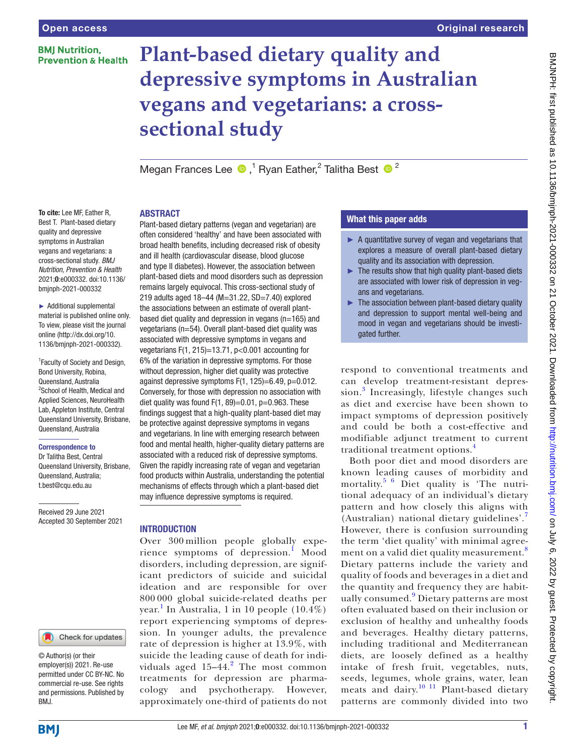# Plant-based dietary quality and depressive symptoms in Australian vegans and vegetarians: a cross-sectional study

Megan Frances Lee [1], Ryan Eather [2], Talitha Best [2]

**To cite:** Lee MF, Eather R, Best T. Plant-based dietary quality and depressive symptoms in Australian vegans and vegetarians: a cross-sectional study. *BMJ Nutrition, Prevention & Health* 2021;**0**:e000332. doi:10.1136/bmjnph-2021-000332

► Additional supplemental material is published online only. To view, please visit the journal online (http://dx.doi.org/10.1136/bmjnph-2021-000332).

[1] Faculty of Society and Design, Bond University, Robina, Queensland, Australia
[2] School of Health, Medical and Applied Sciences, NeuroHealth Lab, Appleton Institute, Central Queensland University, Brisbane, Queensland, Australia

**Correspondence to**
Dr Talitha Best, Central Queensland University, Brisbane, Queensland, Australia; t.best@cqu.edu.au

Received 29 June 2021
Accepted 30 September 2021

© Author(s) (or their employer(s)) 2021. Re-use permitted under CC BY-NC. No commercial re-use. See rights and permissions. Published by BMJ.

## ABSTRACT

Plant-based dietary patterns (vegan and vegetarian) are often considered 'healthy' and have been associated with broad health benefits, including decreased risk of obesity and ill health (cardiovascular disease, blood glucose and type II diabetes). However, the association between plant-based diets and mood disorders such as depression remains largely equivocal. This cross-sectional study of 219 adults aged 18–44 (M=31.22, SD=7.40) explored the associations between an estimate of overall plant-based diet quality and depression in vegans (n=165) and vegetarians (n=54). Overall plant-based diet quality was associated with depressive symptoms in vegans and vegetarians $F(1, 215)=13.71$, $p<0.001$ accounting for 6% of the variation in depressive symptoms. For those without depression, higher diet quality was protective against depressive symptoms $F(1, 125)=6.49$, $p=0.012$. Conversely, for those with depression no association with diet quality was found $F(1, 89)=0.01$, $p=0.963$. These findings suggest that a high-quality plant-based diet may be protective against depressive symptoms in vegans and vegetarians. In line with emerging research between food and mental health, higher-quality dietary patterns are associated with a reduced risk of depressive symptoms. Given the rapidly increasing rate of vegan and vegetarian food products within Australia, understanding the potential mechanisms of effects through which a plant-based diet may influence depressive symptoms is required.

## What this paper adds

- ► A quantitative survey of vegan and vegetarians that explores a measure of overall plant-based dietary quality and its association with depression.
- ► The results show that high quality plant-based diets are associated with lower risk of depression in vegans and vegetarians.
- ► The association between plant-based dietary quality and depression to support mental well-being and mood in vegan and vegetarians should be investigated further.

## INTRODUCTION

Over 300 million people globally experience symptoms of depression.[1] Mood disorders, including depression, are significant predictors of suicide and suicidal ideation and are responsible for over 800 000 global suicide-related deaths per year.[1] In Australia, 1 in 10 people (10.4%) report experiencing symptoms of depression. In younger adults, the prevalence rate of depression is higher at 13.9%, with suicide the leading cause of death for individuals aged 15–44.[2] The most common treatments for depression are pharmacology and psychotherapy. However, approximately one-third of patients do not respond to conventional treatments and can develop treatment-resistant depression.[3] Increasingly, lifestyle changes such as diet and exercise have been shown to impact symptoms of depression positively and could be both a cost-effective and modifiable adjunct treatment to current traditional treatment options.[4]

Both poor diet and mood disorders are known leading causes of morbidity and mortality.[5 6] Diet quality is 'The nutritional adequacy of an individual's dietary pattern and how closely this aligns with (Australian) national dietary guidelines'.[7] However, there is confusion surrounding the term 'diet quality' with minimal agreement on a valid diet quality measurement.[8] Dietary patterns include the variety and quality of foods and beverages in a diet and the quantity and frequency they are habitually consumed.[9] Dietary patterns are most often evaluated based on their inclusion or exclusion of healthy and unhealthy foods and beverages. Healthy dietary patterns, including traditional and Mediterranean diets, are loosely defined as a healthy intake of fresh fruit, vegetables, nuts, seeds, legumes, whole grains, water, lean meats and dairy.[10 11] Plant-based dietary patterns are commonly divided into two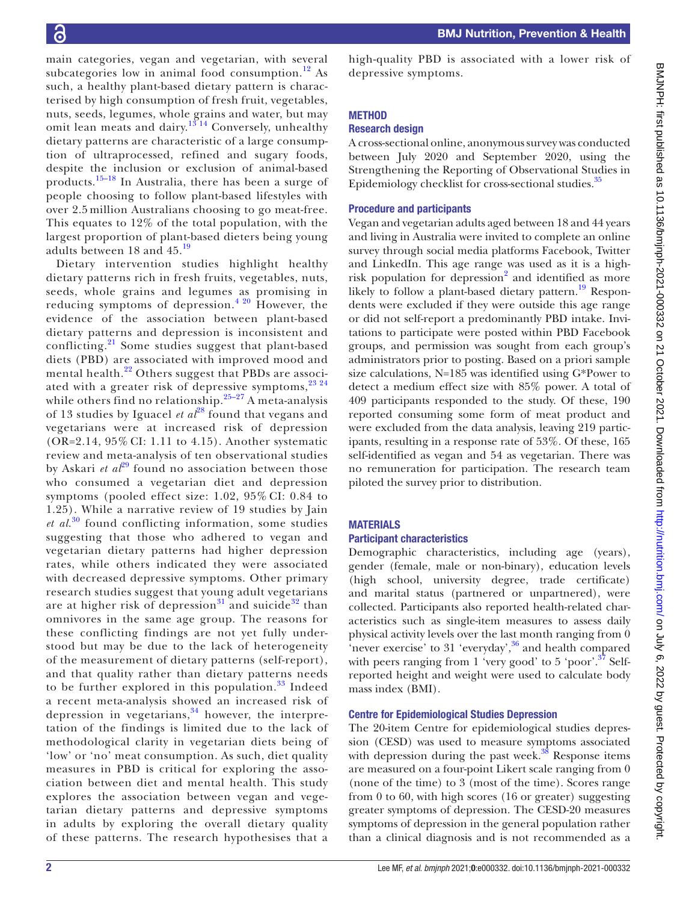main categories, vegan and vegetarian, with several subcategories low in animal food consumption.[12] As such, a healthy plant-based dietary pattern is characterised by high consumption of fresh fruit, vegetables, nuts, seeds, legumes, whole grains and water, but may omit lean meats and dairy.[13 14] Conversely, unhealthy dietary patterns are characteristic of a large consumption of ultraprocessed, refined and sugary foods, despite the inclusion or exclusion of animal-based products.[15–18] In Australia, there has been a surge of people choosing to follow plant-based lifestyles with over 2.5 million Australians choosing to go meat-free. This equates to 12% of the total population, with the largest proportion of plant-based dieters being young adults between 18 and 45.[19]

Dietary intervention studies highlight healthy dietary patterns rich in fresh fruits, vegetables, nuts, seeds, whole grains and legumes as promising in reducing symptoms of depression.[4 20] However, the evidence of the association between plant-based dietary patterns and depression is inconsistent and conflicting.[21] Some studies suggest that plant-based diets (PBD) are associated with improved mood and mental health.[22] Others suggest that PBDs are associated with a greater risk of depressive symptoms,[23 24] while others find no relationship.[25–27] A meta-analysis of 13 studies by Iguacel *et al*[28] found that vegans and vegetarians were at increased risk of depression (OR=2.14, 95% CI: 1.11 to 4.15). Another systematic review and meta-analysis of ten observational studies by Askari *et al*[29] found no association between those who consumed a vegetarian diet and depression symptoms (pooled effect size: 1.02, 95% CI: 0.84 to 1.25). While a narrative review of 19 studies by Jain *et al*.[30] found conflicting information, some studies suggesting that those who adhered to vegan and vegetarian dietary patterns had higher depression rates, while others indicated they were associated with decreased depressive symptoms. Other primary research studies suggest that young adult vegetarians are at higher risk of depression[31] and suicide[32] than omnivores in the same age group. The reasons for these conflicting findings are not yet fully understood but may be due to the lack of heterogeneity of the measurement of dietary patterns (self-report), and that quality rather than dietary patterns needs to be further explored in this population.[33] Indeed a recent meta-analysis showed an increased risk of depression in vegetarians,[34] however, the interpretation of the findings is limited due to the lack of methodological clarity in vegetarian diets being of 'low' or 'no' meat consumption. As such, diet quality measures in PBD is critical for exploring the association between diet and mental health. This study explores the association between vegan and vegetarian dietary patterns and depressive symptoms in adults by exploring the overall dietary quality of these patterns. The research hypothesises that a high-quality PBD is associated with a lower risk of depressive symptoms.

## METHOD

### Research design

A cross-sectional online, anonymous survey was conducted between July 2020 and September 2020, using the Strengthening the Reporting of Observational Studies in Epidemiology checklist for cross-sectional studies.[35]

### Procedure and participants

Vegan and vegetarian adults aged between 18 and 44 years and living in Australia were invited to complete an online survey through social media platforms Facebook, Twitter and LinkedIn. This age range was used as it is a high-risk population for depression[2] and identified as more likely to follow a plant-based dietary pattern.[19] Respondents were excluded if they were outside this age range or did not self-report a predominantly PBD intake. Invitations to participate were posted within PBD Facebook groups, and permission was sought from each group's administrators prior to posting. Based on a priori sample size calculations, N=185 was identified using G*Power to detect a medium effect size with 85% power. A total of 409 participants responded to the study. Of these, 190 reported consuming some form of meat product and were excluded from the data analysis, leaving 219 participants, resulting in a response rate of 53%. Of these, 165 self-identified as vegan and 54 as vegetarian. There was no remuneration for participation. The research team piloted the survey prior to distribution.

## MATERIALS

### Participant characteristics

Demographic characteristics, including age (years), gender (female, male or non-binary), education levels (high school, university degree, trade certificate) and marital status (partnered or unpartnered), were collected. Participants also reported health-related characteristics such as single-item measures to assess daily physical activity levels over the last month ranging from 0 'never exercise' to 31 'everyday',[36] and health compared with peers ranging from 1 'very good' to 5 'poor'.[37] Self-reported height and weight were used to calculate body mass index (BMI).

### Centre for Epidemiological Studies Depression

The 20-item Centre for epidemiological studies depression (CESD) was used to measure symptoms associated with depression during the past week.[38] Response items are measured on a four-point Likert scale ranging from 0 (none of the time) to 3 (most of the time). Scores range from 0 to 60, with high scores (16 or greater) suggesting greater symptoms of depression. The CESD-20 measures symptoms of depression in the general population rather than a clinical diagnosis and is not recommended as a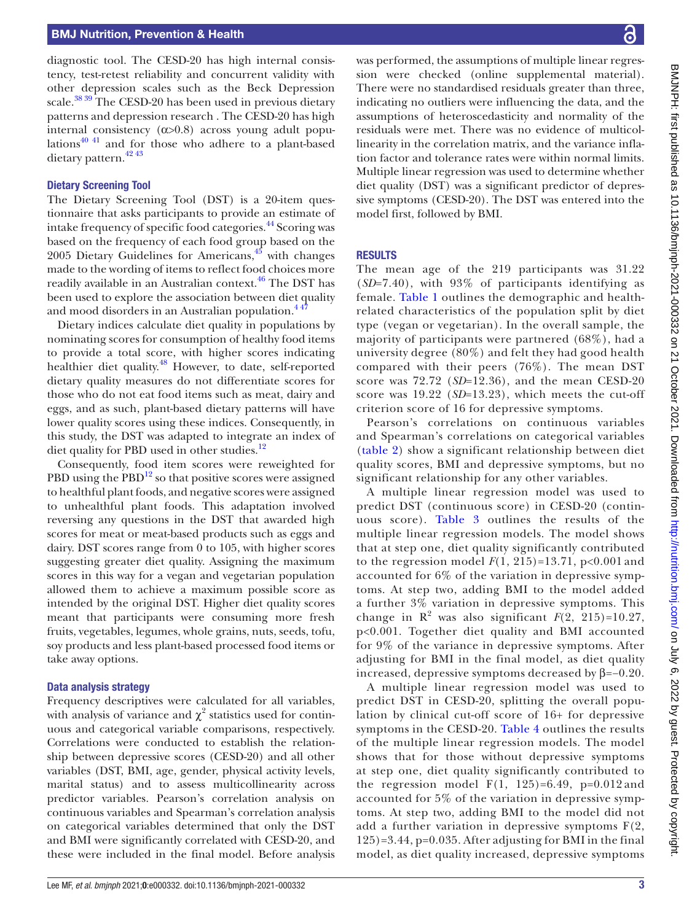diagnostic tool. The CESD-20 has high internal consistency, test-retest reliability and concurrent validity with other depression scales such as the Beck Depression scale.[38 39] The CESD-20 has been used in previous dietary patterns and depression research . The CESD-20 has high internal consistency (α>0.8) across young adult populations[40 41] and for those who adhere to a plant-based dietary pattern.[42 43]

### Dietary Screening Tool

The Dietary Screening Tool (DST) is a 20-item questionnaire that asks participants to provide an estimate of intake frequency of specific food categories.[44] Scoring was based on the frequency of each food group based on the 2005 Dietary Guidelines for Americans,[45] with changes made to the wording of items to reflect food choices more readily available in an Australian context.[46] The DST has been used to explore the association between diet quality and mood disorders in an Australian population.[4 47]

Dietary indices calculate diet quality in populations by nominating scores for consumption of healthy food items to provide a total score, with higher scores indicating healthier diet quality.[48] However, to date, self-reported dietary quality measures do not differentiate scores for those who do not eat food items such as meat, dairy and eggs, and as such, plant-based dietary patterns will have lower quality scores using these indices. Consequently, in this study, the DST was adapted to integrate an index of diet quality for PBD used in other studies.[12]

Consequently, food item scores were reweighted for PBD using the PBD[12] so that positive scores were assigned to healthful plant foods, and negative scores were assigned to unhealthful plant foods. This adaptation involved reversing any questions in the DST that awarded high scores for meat or meat-based products such as eggs and dairy. DST scores range from 0 to 105, with higher scores suggesting greater diet quality. Assigning the maximum scores in this way for a vegan and vegetarian population allowed them to achieve a maximum possible score as intended by the original DST. Higher diet quality scores meant that participants were consuming more fresh fruits, vegetables, legumes, whole grains, nuts, seeds, tofu, soy products and less plant-based processed food items or take away options.

### Data analysis strategy

Frequency descriptives were calculated for all variables, with analysis of variance and $\chi^2$ statistics used for continuous and categorical variable comparisons, respectively. Correlations were conducted to establish the relationship between depressive scores (CESD-20) and all other variables (DST, BMI, age, gender, physical activity levels, marital status) and to assess multicollinearity across predictor variables. Pearson's correlation analysis on continuous variables and Spearman's correlation analysis on categorical variables determined that only the DST and BMI were significantly correlated with CESD-20, and these were included in the final model. Before analysis was performed, the assumptions of multiple linear regression were checked (online supplemental material). There were no standardised residuals greater than three, indicating no outliers were influencing the data, and the assumptions of heteroscedasticity and normality of the residuals were met. There was no evidence of multicollinearity in the correlation matrix, and the variance inflation factor and tolerance rates were within normal limits. Multiple linear regression was used to determine whether diet quality (DST) was a significant predictor of depressive symptoms (CESD-20). The DST was entered into the model first, followed by BMI.

## RESULTS

The mean age of the 219 participants was 31.22 (*SD*=7.40), with 93% of participants identifying as female. Table 1 outlines the demographic and health-related characteristics of the population split by diet type (vegan or vegetarian). In the overall sample, the majority of participants were partnered (68%), had a university degree (80%) and felt they had good health compared with their peers (76%). The mean DST score was 72.72 (*SD*=12.36), and the mean CESD-20 score was 19.22 (*SD*=13.23), which meets the cut-off criterion score of 16 for depressive symptoms.

Pearson's correlations on continuous variables and Spearman's correlations on categorical variables (table 2) show a significant relationship between diet quality scores, BMI and depressive symptoms, but no significant relationship for any other variables.

A multiple linear regression model was used to predict DST (continuous score) in CESD-20 (continuous score). Table 3 outlines the results of the multiple linear regression models. The model shows that at step one, diet quality significantly contributed to the regression model $F(1, 215)=13.71$, $p<0.001$ and accounted for 6% of the variation in depressive symptoms. At step two, adding BMI to the model added a further 3% variation in depressive symptoms. This change in $R^2$ was also significant $F(2, 215)=10.27$, $p<0.001$. Together diet quality and BMI accounted for 9% of the variance in depressive symptoms. After adjusting for BMI in the final model, as diet quality increased, depressive symptoms decreased by $\beta=-0.20$.

A multiple linear regression model was used to predict DST in CESD-20, splitting the overall population by clinical cut-off score of 16+ for depressive symptoms in the CESD-20. Table 4 outlines the results of the multiple linear regression models. The model shows that for those without depressive symptoms at step one, diet quality significantly contributed to the regression model $F(1, 125)=6.49$, $p=0.012$ and accounted for 5% of the variation in depressive symptoms. At step two, adding BMI to the model did not add a further variation in depressive symptoms $F(2, 125)=3.44$, $p=0.035$. After adjusting for BMI in the final model, as diet quality increased, depressive symptoms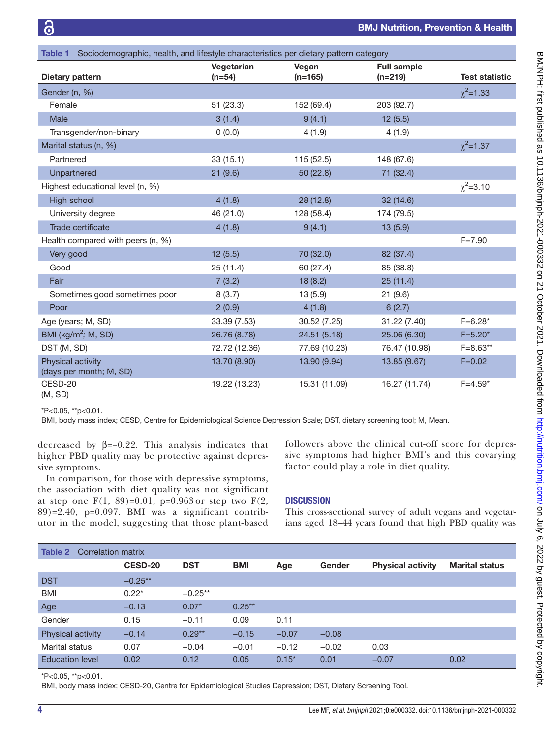Table 1 Sociodemographic, health, and lifestyle characteristics per dietary pattern category

| Dietary pattern | Vegetarian (n=54) | Vegan (n=165) | Full sample (n=219) | Test statistic |
|---|---|---|---|---|
| Gender (n, %) | | | | $\chi^2$=1.33 |
| Female | 51 (23.3) | 152 (69.4) | 203 (92.7) | |
| Male | 3 (1.4) | 9 (4.1) | 12 (5.5) | |
| Transgender/non-binary | 0 (0.0) | 4 (1.9) | 4 (1.9) | |
| Marital status (n, %) | | | | $\chi^2$=1.37 |
| Partnered | 33 (15.1) | 115 (52.5) | 148 (67.6) | |
| Unpartnered | 21 (9.6) | 50 (22.8) | 71 (32.4) | |
| Highest educational level (n, %) | | | | $\chi^2$=3.10 |
| High school | 4 (1.8) | 28 (12.8) | 32 (14.6) | |
| University degree | 46 (21.0) | 128 (58.4) | 174 (79.5) | |
| Trade certificate | 4 (1.8) | 9 (4.1) | 13 (5.9) | |
| Health compared with peers (n, %) | | | | F=7.90 |
| Very good | 12 (5.5) | 70 (32.0) | 82 (37.4) | |
| Good | 25 (11.4) | 60 (27.4) | 85 (38.8) | |
| Fair | 7 (3.2) | 18 (8.2) | 25 (11.4) | |
| Sometimes good sometimes poor | 8 (3.7) | 13 (5.9) | 21 (9.6) | |
| Poor | 2 (0.9) | 4 (1.8) | 6 (2.7) | |
| Age (years; M, SD) | 33.39 (7.53) | 30.52 (7.25) | 31.22 (7.40) | F=6.28* |
| BMI (kg/m$^2$; M, SD) | 26.76 (8.78) | 24.51 (5.18) | 25.06 (6.30) | F=5.20* |
| DST (M, SD) | 72.72 (12.36) | 77.69 (10.23) | 76.47 (10.98) | F=8.63** |
| Physical activity (days per month; M, SD) | 13.70 (8.90) | 13.90 (9.94) | 13.85 (9.67) | F=0.02 |
| CESD-20 (M, SD) | 19.22 (13.23) | 15.31 (11.09) | 16.27 (11.74) | F=4.59* |

*P<0.05, **p<0.01.
BMI, body mass index; CESD, Centre for Epidemiological Science Depression Scale; DST, dietary screening tool; M, Mean.

decreased by β=−0.22. This analysis indicates that higher PBD quality may be protective against depressive symptoms.

In comparison, for those with depressive symptoms, the association with diet quality was not significant at step one $F(1, 89)=0.01$, $p=0.963$ or step two $F(2, 89)=2.40$, $p=0.097$. BMI was a significant contributor in the model, suggesting that those plant-based followers above the clinical cut-off score for depressive symptoms had higher BMI's and this covarying factor could play a role in diet quality.

## DISCUSSION

This cross-sectional survey of adult vegans and vegetarians aged 18–44 years found that high PBD quality was

Table 2 Correlation matrix

| | CESD-20 | DST | BMI | Age | Gender | Physical activity | Marital status |
|---|---|---|---|---|---|---|---|
| DST | −0.25** | | | | | | |
| BMI | 0.22* | −0.25** | | | | | |
| Age | −0.13 | 0.07* | 0.25** | | | | |
| Gender | 0.15 | −0.11 | 0.09 | 0.11 | | | |
| Physical activity | −0.14 | 0.29** | −0.15 | −0.07 | −0.08 | | |
| Marital status | 0.07 | −0.04 | −0.01 | −0.12 | −0.02 | 0.03 | |
| Education level | 0.02 | 0.12 | 0.05 | 0.15* | 0.01 | −0.07 | 0.02 |

*P<0.05, **p<0.01.
BMI, body mass index; CESD-20, Centre for Epidemiological Studies Depression; DST, Dietary Screening Tool.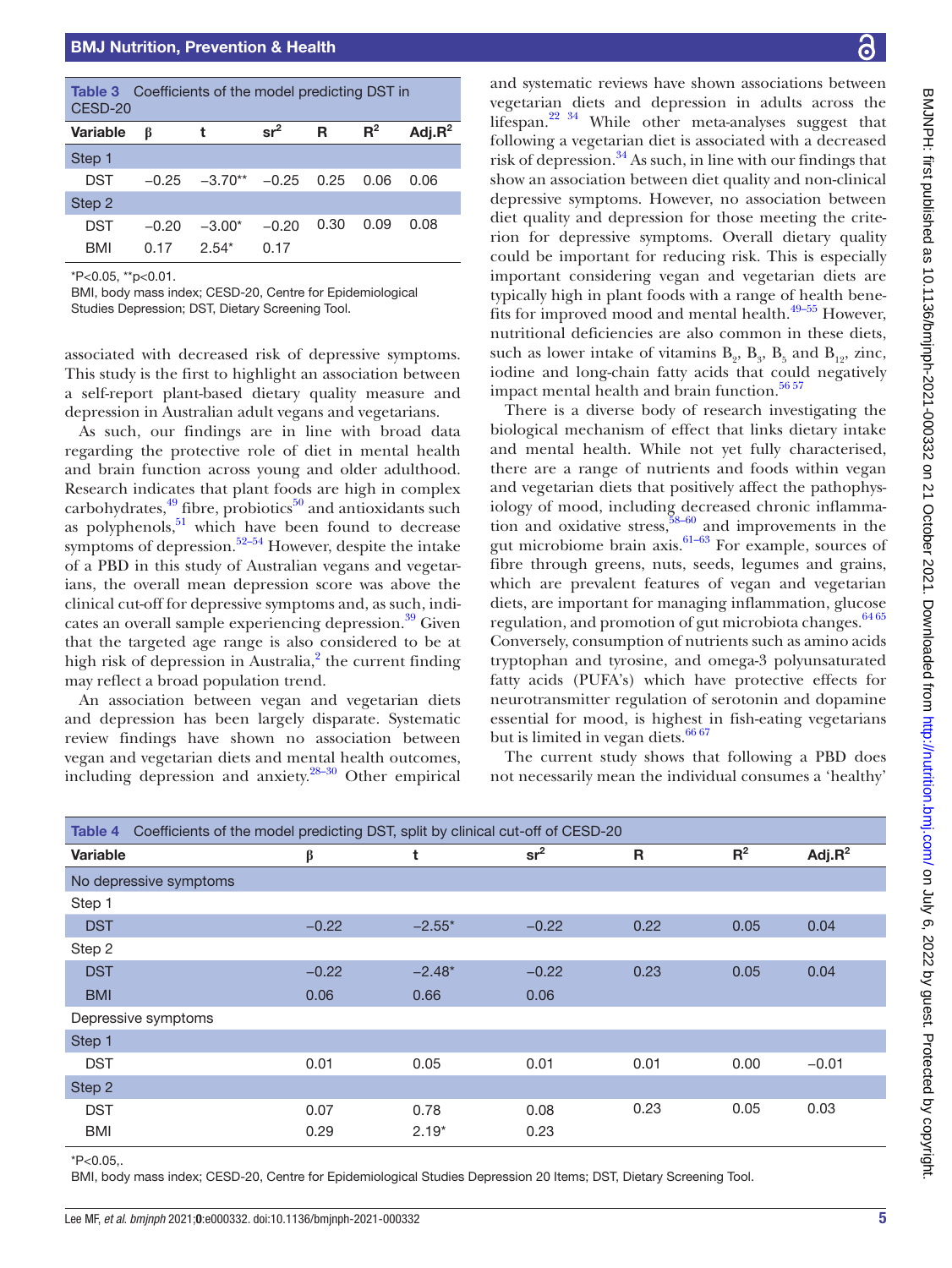**Table 3** Coefficients of the model predicting DST in CESD-20

| Variable | β | t | $sr^2$ | R | $R^2$ | Adj.$R^2$ |
|---|---|---|---|---|---|---|
| Step 1 | | | | | | |
| DST | −0.25 | −3.70** | −0.25 | 0.25 | 0.06 | 0.06 |
| Step 2 | | | | | | |
| DST | −0.20 | −3.00* | −0.20 | 0.30 | 0.09 | 0.08 |
| BMI | 0.17 | 2.54* | 0.17 | | | |

*P<0.05, **p<0.01.
BMI, body mass index; CESD-20, Centre for Epidemiological Studies Depression; DST, Dietary Screening Tool.

associated with decreased risk of depressive symptoms. This study is the first to highlight an association between a self-report plant-based dietary quality measure and depression in Australian adult vegans and vegetarians.

As such, our findings are in line with broad data regarding the protective role of diet in mental health and brain function across young and older adulthood. Research indicates that plant foods are high in complex carbohydrates,[49] fibre, probiotics[50] and antioxidants such as polyphenols,[51] which have been found to decrease symptoms of depression.[52–54] However, despite the intake of a PBD in this study of Australian vegans and vegetarians, the overall mean depression score was above the clinical cut-off for depressive symptoms and, as such, indicates an overall sample experiencing depression.[39] Given that the targeted age range is also considered to be at high risk of depression in Australia,[2] the current finding may reflect a broad population trend.

An association between vegan and vegetarian diets and depression has been largely disparate. Systematic review findings have shown no association between vegan and vegetarian diets and mental health outcomes, including depression and anxiety.[28–30] Other empirical and systematic reviews have shown associations between vegetarian diets and depression in adults across the lifespan.[22 34] While other meta-analyses suggest that following a vegetarian diet is associated with a decreased risk of depression.[34] As such, in line with our findings that show an association between diet quality and non-clinical depressive symptoms. However, no association between diet quality and depression for those meeting the criterion for depressive symptoms. Overall dietary quality could be important for reducing risk. This is especially important considering vegan and vegetarian diets are typically high in plant foods with a range of health benefits for improved mood and mental health.[49–55] However, nutritional deficiencies are also common in these diets, such as lower intake of vitamins $B_2$, $B_3$, $B_5$ and $B_{12}$, zinc, iodine and long-chain fatty acids that could negatively impact mental health and brain function.[56 57]

There is a diverse body of research investigating the biological mechanism of effect that links dietary intake and mental health. While not yet fully characterised, there are a range of nutrients and foods within vegan and vegetarian diets that positively affect the pathophysiology of mood, including decreased chronic inflammation and oxidative stress,[58–60] and improvements in the gut microbiome brain axis.[61–63] For example, sources of fibre through greens, nuts, seeds, legumes and grains, which are prevalent features of vegan and vegetarian diets, are important for managing inflammation, glucose regulation, and promotion of gut microbiota changes.[64 65] Conversely, consumption of nutrients such as amino acids tryptophan and tyrosine, and omega-3 polyunsaturated fatty acids (PUFA's) which have protective effects for neurotransmitter regulation of serotonin and dopamine essential for mood, is highest in fish-eating vegetarians but is limited in vegan diets.[66 67]

The current study shows that following a PBD does not necessarily mean the individual consumes a 'healthy'

**Table 4** Coefficients of the model predicting DST, split by clinical cut-off of CESD-20

| Variable | β | t | $sr^2$ | R | $R^2$ | Adj.$R^2$ |
|---|---|---|---|---|---|---|
| No depressive symptoms | | | | | | |
| Step 1 | | | | | | |
| DST | −0.22 | −2.55* | −0.22 | 0.22 | 0.05 | 0.04 |
| Step 2 | | | | | | |
| DST | −0.22 | −2.48* | −0.22 | 0.23 | 0.05 | 0.04 |
| BMI | 0.06 | 0.66 | 0.06 | | | |
| Depressive symptoms | | | | | | |
| Step 1 | | | | | | |
| DST | 0.01 | 0.05 | 0.01 | 0.01 | 0.00 | −0.01 |
| Step 2 | | | | | | |
| DST | 0.07 | 0.78 | 0.08 | 0.23 | 0.05 | 0.03 |
| BMI | 0.29 | 2.19* | 0.23 | | | |

*P<0.05,.
BMI, body mass index; CESD-20, Centre for Epidemiological Studies Depression 20 Items; DST, Dietary Screening Tool.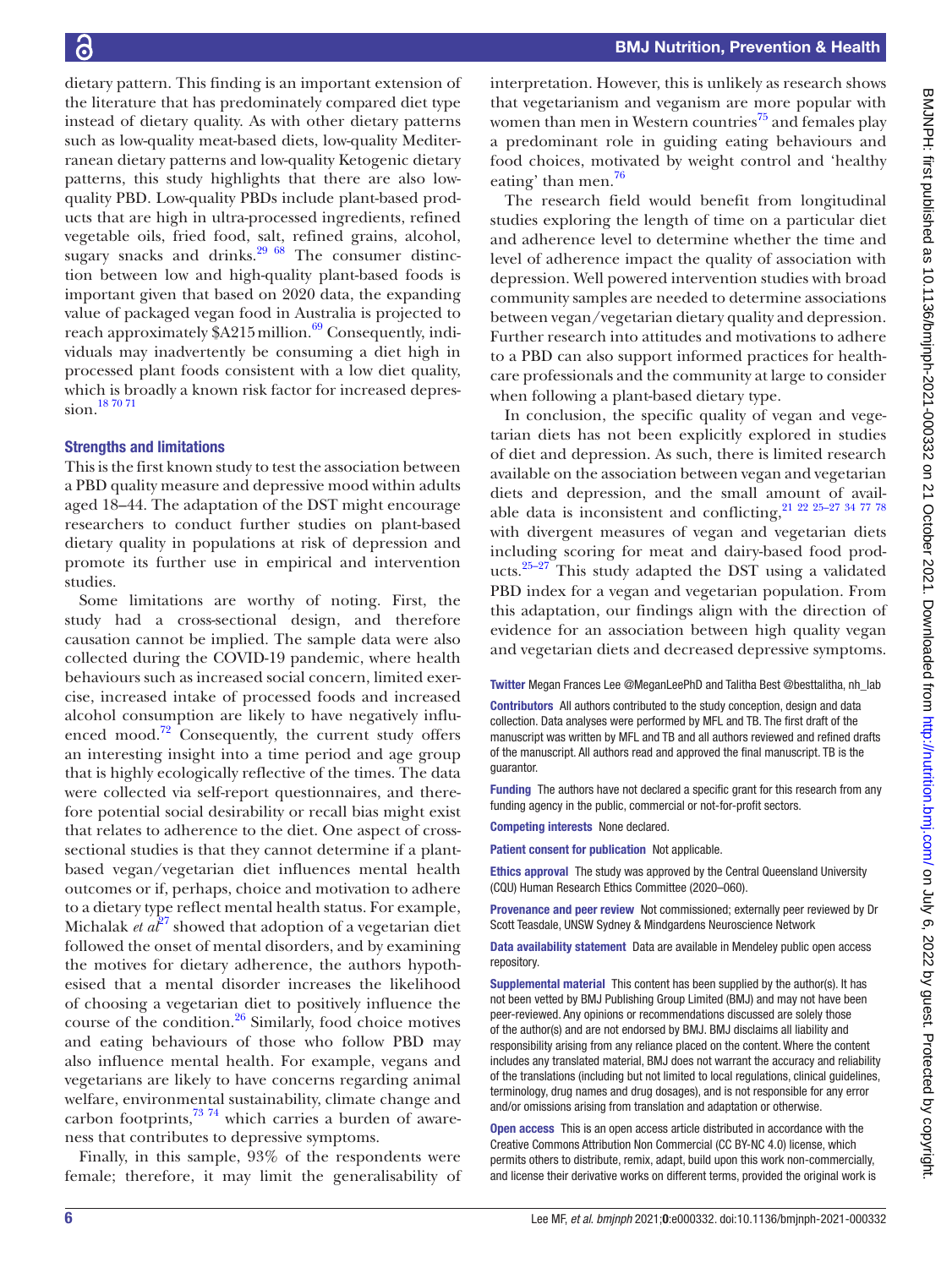dietary pattern. This finding is an important extension of the literature that has predominately compared diet type instead of dietary quality. As with other dietary patterns such as low-quality meat-based diets, low-quality Mediterranean dietary patterns and low-quality Ketogenic dietary patterns, this study highlights that there are also low-quality PBD. Low-quality PBDs include plant-based products that are high in ultra-processed ingredients, refined vegetable oils, fried food, salt, refined grains, alcohol, sugary snacks and drinks.[29 68] The consumer distinction between low and high-quality plant-based foods is important given that based on 2020 data, the expanding value of packaged vegan food in Australia is projected to reach approximately $A215 million.[69] Consequently, individuals may inadvertently be consuming a diet high in processed plant foods consistent with a low diet quality, which is broadly a known risk factor for increased depression.[18 70 71]

### Strengths and limitations

This is the first known study to test the association between a PBD quality measure and depressive mood within adults aged 18–44. The adaptation of the DST might encourage researchers to conduct further studies on plant-based dietary quality in populations at risk of depression and promote its further use in empirical and intervention studies.

Some limitations are worthy of noting. First, the study had a cross-sectional design, and therefore causation cannot be implied. The sample data were also collected during the COVID-19 pandemic, where health behaviours such as increased social concern, limited exercise, increased intake of processed foods and increased alcohol consumption are likely to have negatively influenced mood.[72] Consequently, the current study offers an interesting insight into a time period and age group that is highly ecologically reflective of the times. The data were collected via self-report questionnaires, and therefore potential social desirability or recall bias might exist that relates to adherence to the diet. One aspect of cross-sectional studies is that they cannot determine if a plant-based vegan/vegetarian diet influences mental health outcomes or if, perhaps, choice and motivation to adhere to a dietary type reflect mental health status. For example, Michalak *et al*[27] showed that adoption of a vegetarian diet followed the onset of mental disorders, and by examining the motives for dietary adherence, the authors hypothesised that a mental disorder increases the likelihood of choosing a vegetarian diet to positively influence the course of the condition.[26] Similarly, food choice motives and eating behaviours of those who follow PBD may also influence mental health. For example, vegans and vegetarians are likely to have concerns regarding animal welfare, environmental sustainability, climate change and carbon footprints,[73 74] which carries a burden of awareness that contributes to depressive symptoms.

Finally, in this sample, 93% of the respondents were female; therefore, it may limit the generalisability of interpretation. However, this is unlikely as research shows that vegetarianism and veganism are more popular with women than men in Western countries[75] and females play a predominant role in guiding eating behaviours and food choices, motivated by weight control and 'healthy eating' than men.[76]

The research field would benefit from longitudinal studies exploring the length of time on a particular diet and adherence level to determine whether the time and level of adherence impact the quality of association with depression. Well powered intervention studies with broad community samples are needed to determine associations between vegan/vegetarian dietary quality and depression. Further research into attitudes and motivations to adhere to a PBD can also support informed practices for healthcare professionals and the community at large to consider when following a plant-based dietary type.

In conclusion, the specific quality of vegan and vegetarian diets has not been explicitly explored in studies of diet and depression. As such, there is limited research available on the association between vegan and vegetarian diets and depression, and the small amount of available data is inconsistent and conflicting,[21 22 25–27 34 77 78] with divergent measures of vegan and vegetarian diets including scoring for meat and dairy-based food products.[25–27] This study adapted the DST using a validated PBD index for a vegan and vegetarian population. From this adaptation, our findings align with the direction of evidence for an association between high quality vegan and vegetarian diets and decreased depressive symptoms.

**Twitter** Megan Frances Lee @MeganLeePhD and Talitha Best @besttalitha, nh_lab

**Contributors** All authors contributed to the study conception, design and data collection. Data analyses were performed by MFL and TB. The first draft of the manuscript was written by MFL and TB and all authors reviewed and refined drafts of the manuscript. All authors read and approved the final manuscript. TB is the guarantor.

**Funding** The authors have not declared a specific grant for this research from any funding agency in the public, commercial or not-for-profit sectors.

**Competing interests** None declared.

**Patient consent for publication** Not applicable.

**Ethics approval** The study was approved by the Central Queensland University (CQU) Human Research Ethics Committee (2020–060).

**Provenance and peer review** Not commissioned; externally peer reviewed by Dr Scott Teasdale, UNSW Sydney & Mindgardens Neuroscience Network

**Data availability statement** Data are available in Mendeley public open access repository.

**Supplemental material** This content has been supplied by the author(s). It has not been vetted by BMJ Publishing Group Limited (BMJ) and may not have been peer-reviewed. Any opinions or recommendations discussed are solely those of the author(s) and are not endorsed by BMJ. BMJ disclaims all liability and responsibility arising from any reliance placed on the content. Where the content includes any translated material, BMJ does not warrant the accuracy and reliability of the translations (including but not limited to local regulations, clinical guidelines, terminology, drug names and drug dosages), and is not responsible for any error and/or omissions arising from translation and adaptation or otherwise.

**Open access** This is an open access article distributed in accordance with the Creative Commons Attribution Non Commercial (CC BY-NC 4.0) license, which permits others to distribute, remix, adapt, build upon this work non-commercially, and license their derivative works on different terms, provided the original work is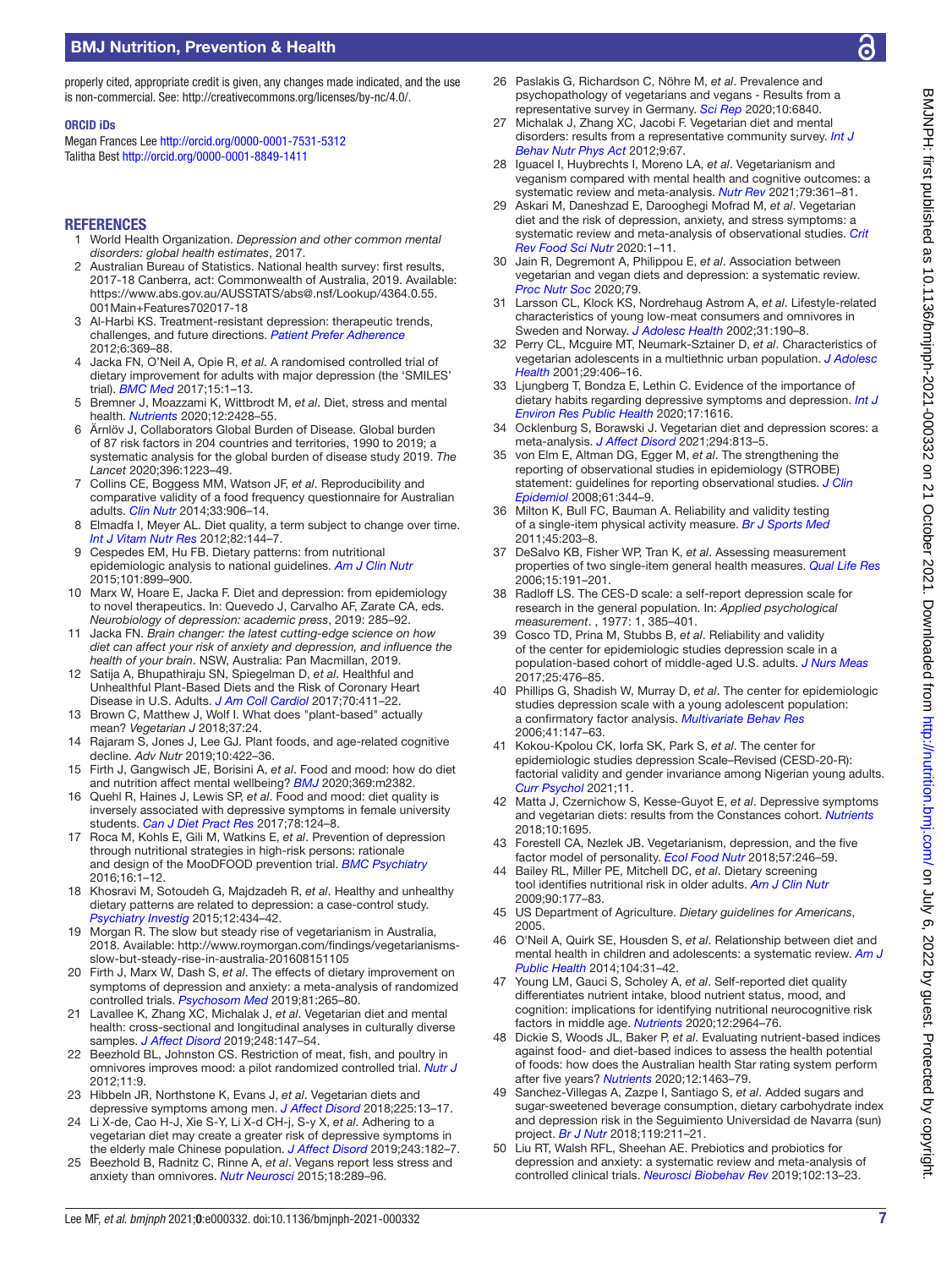properly cited, appropriate credit is given, any changes made indicated, and the use is non-commercial. See: http://creativecommons.org/licenses/by-nc/4.0/.

#### ORCID iDs

Megan Frances Lee http://orcid.org/0000-0001-7531-5312
Talitha Best http://orcid.org/0000-0001-8849-1411

## REFERENCES

1. World Health Organization. *Depression and other common mental disorders: global health estimates*, 2017.
2. Australian Bureau of Statistics. National health survey: first results, 2017-18 Canberra, act: Commonwealth of Australia, 2019. Available: https://www.abs.gov.au/AUSSTATS/abs@.nsf/Lookup/4364.0.55.001Main+Features702017-18
3. Al-Harbi KS. Treatment-resistant depression: therapeutic trends, challenges, and future directions. *Patient Prefer Adherence* 2012;6:369–88.
4. Jacka FN, O'Neil A, Opie R, *et al*. A randomised controlled trial of dietary improvement for adults with major depression (the 'SMILES' trial). *BMC Med* 2017;15:1–13.
5. Bremner J, Moazzami K, Wittbrodt M, *et al*. Diet, stress and mental health. *Nutrients* 2020;12:2428–55.
6. Ärnlöv J, Collaborators Global Burden of Disease. Global burden of 87 risk factors in 204 countries and territories, 1990 to 2019; a systematic analysis for the global burden of disease study 2019. *The Lancet* 2020;396:1223–49.
7. Collins CE, Boggess MM, Watson JF, *et al*. Reproducibility and comparative validity of a food frequency questionnaire for Australian adults. *Clin Nutr* 2014;33:906–14.
8. Elmadfa I, Meyer AL. Diet quality, a term subject to change over time. *Int J Vitam Nutr Res* 2012;82:144–7.
9. Cespedes EM, Hu FB. Dietary patterns: from nutritional epidemiologic analysis to national guidelines. *Am J Clin Nutr* 2015;101:899–900.
10. Marx W, Hoare E, Jacka F. Diet and depression: from epidemiology to novel therapeutics. In: Quevedo J, Carvalho AF, Zarate CA, eds. *Neurobiology of depression: academic press*, 2019: 285–92.
11. Jacka FN. *Brain changer: the latest cutting-edge science on how diet can affect your risk of anxiety and depression, and influence the health of your brain*. NSW, Australia: Pan Macmillan, 2019.
12. Satija A, Bhupathiraju SN, Spiegelman D, *et al*. Healthful and Unhealthful Plant-Based Diets and the Risk of Coronary Heart Disease in U.S. Adults. *J Am Coll Cardiol* 2017;70:411–22.
13. Brown C, Matthew J, Wolf I. What does "plant-based" actually mean? *Vegetarian J* 2018;37:24.
14. Rajaram S, Jones J, Lee GJ. Plant foods, and age-related cognitive decline. *Adv Nutr* 2019;10:422–36.
15. Firth J, Gangwisch JE, Borisini A, *et al*. Food and mood: how do diet and nutrition affect mental wellbeing? *BMJ* 2020;369:m2382.
16. Quehl R, Haines J, Lewis SP, *et al*. Food and mood: diet quality is inversely associated with depressive symptoms in female university students. *Can J Diet Pract Res* 2017;78:124–8.
17. Roca M, Kohls E, Gili M, Watkins E, *et al*. Prevention of depression through nutritional strategies in high-risk persons: rationale and design of the MooDFOOD prevention trial. *BMC Psychiatry* 2016;16:1–12.
18. Khosravi M, Sotoudeh G, Majdzadeh R, *et al*. Healthy and unhealthy dietary patterns are related to depression: a case-control study. *Psychiatry Investig* 2015;12:434–42.
19. Morgan R. The slow but steady rise of vegetarianism in Australia, 2018. Available: http://www.roymorgan.com/findings/vegetarianisms-slow-but-steady-rise-in-australia-201608151105
20. Firth J, Marx W, Dash S, *et al*. The effects of dietary improvement on symptoms of depression and anxiety: a meta-analysis of randomized controlled trials. *Psychosom Med* 2019;81:265–80.
21. Lavallee K, Zhang XC, Michalak J, *et al*. Vegetarian diet and mental health: cross-sectional and longitudinal analyses in culturally diverse samples. *J Affect Disord* 2019;248:147–54.
22. Beezhold BL, Johnston CS. Restriction of meat, fish, and poultry in omnivores improves mood: a pilot randomized controlled trial. *Nutr J* 2012;11:9.
23. Hibbeln JR, Northstone K, Evans J, *et al*. Vegetarian diets and depressive symptoms among men. *J Affect Disord* 2018;225:13–17.
24. Li X-de, Cao H-J, Xie S-Y, Li X-d CH-j, S-y X, *et al*. Adhering to a vegetarian diet may create a greater risk of depressive symptoms in the elderly male Chinese population. *J Affect Disord* 2019;243:182–7.
25. Beezhold B, Radnitz C, Rinne A, *et al*. Vegans report less stress and anxiety than omnivores. *Nutr Neurosci* 2015;18:289–96.
26. Paslakis G, Richardson C, Nöhre M, *et al*. Prevalence and psychopathology of vegetarians and vegans - Results from a representative survey in Germany. *Sci Rep* 2020;10:6840.
27. Michalak J, Zhang XC, Jacobi F. Vegetarian diet and mental disorders: results from a representative community survey. *Int J Behav Nutr Phys Act* 2012;9:67.
28. Iguacel I, Huybrechts I, Moreno LA, *et al*. Vegetarianism and veganism compared with mental health and cognitive outcomes: a systematic review and meta-analysis. *Nutr Rev* 2021;79:361–81.
29. Askari M, Daneshzad E, Darooghegi Mofrad M, *et al*. Vegetarian diet and the risk of depression, anxiety, and stress symptoms: a systematic review and meta-analysis of observational studies. *Crit Rev Food Sci Nutr* 2020:1–11.
30. Jain R, Degremont A, Philippou E, *et al*. Association between vegetarian and vegan diets and depression: a systematic review. *Proc Nutr Soc* 2020;79.
31. Larsson CL, Klock KS, Nordrehaug Astrøm A, *et al*. Lifestyle-related characteristics of young low-meat consumers and omnivores in Sweden and Norway. *J Adolesc Health* 2002;31:190–8.
32. Perry CL, Mcguire MT, Neumark-Sztainer D, *et al*. Characteristics of vegetarian adolescents in a multiethnic urban population. *J Adolesc Health* 2001;29:406–16.
33. Ljungberg T, Bondza E, Lethin C. Evidence of the importance of dietary habits regarding depressive symptoms and depression. *Int J Environ Res Public Health* 2020;17:1616.
34. Ocklenburg S, Borawski J. Vegetarian diet and depression scores: a meta-analysis. *J Affect Disord* 2021;294:813–5.
35. von Elm E, Altman DG, Egger M, *et al*. The strengthening the reporting of observational studies in epidemiology (STROBE) statement: guidelines for reporting observational studies. *J Clin Epidemiol* 2008;61:344–9.
36. Milton K, Bull FC, Bauman A. Reliability and validity testing of a single-item physical activity measure. *Br J Sports Med* 2011;45:203–8.
37. DeSalvo KB, Fisher WP, Tran K, *et al*. Assessing measurement properties of two single-item general health measures. *Qual Life Res* 2006;15:191–201.
38. Radloff LS. The CES-D scale: a self-report depression scale for research in the general population. In: *Applied psychological measurement*. , 1977: 1, 385–401.
39. Cosco TD, Prina M, Stubbs B, *et al*. Reliability and validity of the center for epidemiologic studies depression scale in a population-based cohort of middle-aged U.S. adults. *J Nurs Meas* 2017;25:476–85.
40. Phillips G, Shadish W, Murray D, *et al*. The center for epidemiologic studies depression scale with a young adolescent population: a confirmatory factor analysis. *Multivariate Behav Res* 2006;41:147–63.
41. Kokou-Kpolou CK, Iorfa SK, Park S, *et al*. The center for epidemiologic studies depression Scale–Revised (CESD-20-R): factorial validity and gender invariance among Nigerian young adults. *Curr Psychol* 2021;11.
42. Matta J, Czernichow S, Kesse-Guyot E, *et al*. Depressive symptoms and vegetarian diets: results from the Constances cohort. *Nutrients* 2018;10:1695.
43. Forestell CA, Nezlek JB. Vegetarianism, depression, and the five factor model of personality. *Ecol Food Nutr* 2018;57:246–59.
44. Bailey RL, Miller PE, Mitchell DC, *et al*. Dietary screening tool identifies nutritional risk in older adults. *Am J Clin Nutr* 2009;90:177–83.
45. US Department of Agriculture. *Dietary guidelines for Americans*, 2005.
46. O'Neil A, Quirk SE, Housden S, *et al*. Relationship between diet and mental health in children and adolescents: a systematic review. *Am J Public Health* 2014;104:31–42.
47. Young LM, Gauci S, Scholey A, *et al*. Self-reported diet quality differentiates nutrient intake, blood nutrient status, mood, and cognition: implications for identifying nutritional neurocognitive risk factors in middle age. *Nutrients* 2020;12:2964–76.
48. Dickie S, Woods JL, Baker P, *et al*. Evaluating nutrient-based indices against food- and diet-based indices to assess the health potential of foods: how does the Australian health Star rating system perform after five years? *Nutrients* 2020;12:1463–79.
49. Sanchez-Villegas A, Zazpe I, Santiago S, *et al*. Added sugars and sugar-sweetened beverage consumption, dietary carbohydrate index and depression risk in the Seguimiento Universidad de Navarra (sun) project. *Br J Nutr* 2018;119:211–21.
50. Liu RT, Walsh RFL, Sheehan AE. Prebiotics and probiotics for depression and anxiety: a systematic review and meta-analysis of controlled clinical trials. *Neurosci Biobehav Rev* 2019;102:13–23.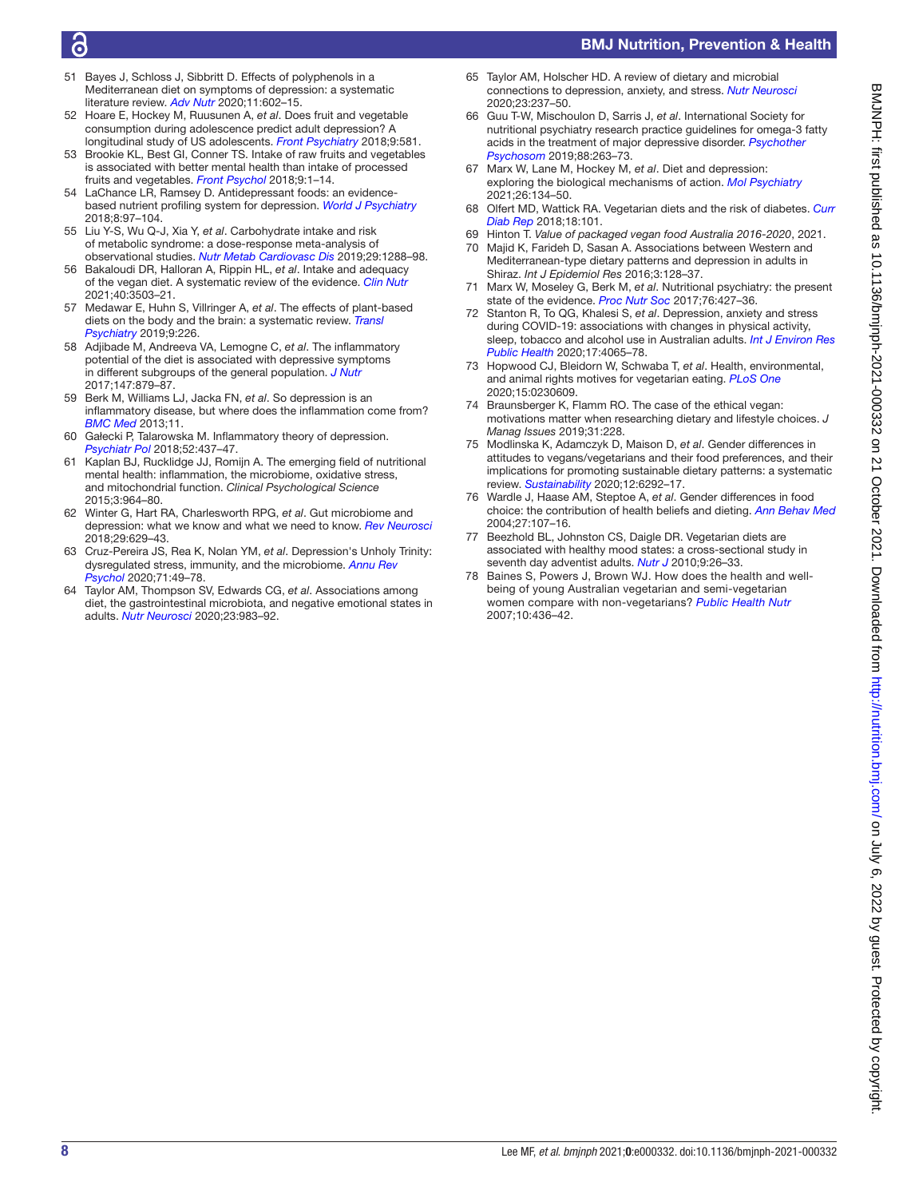51 Bayes J, Schloss J, Sibbritt D. Effects of polyphenols in a Mediterranean diet on symptoms of depression: a systematic literature review. *Adv Nutr* 2020;11:602–15.
52 Hoare E, Hockey M, Ruusunen A, *et al*. Does fruit and vegetable consumption during adolescence predict adult depression? A longitudinal study of US adolescents. *Front Psychiatry* 2018;9:581.
53 Brookie KL, Best GI, Conner TS. Intake of raw fruits and vegetables is associated with better mental health than intake of processed fruits and vegetables. *Front Psychol* 2018;9:1–14.
54 LaChance LR, Ramsey D. Antidepressant foods: an evidence-based nutrient profiling system for depression. *World J Psychiatry* 2018;8:97–104.
55 Liu Y-S, Wu Q-J, Xia Y, *et al*. Carbohydrate intake and risk of metabolic syndrome: a dose-response meta-analysis of observational studies. *Nutr Metab Cardiovasc Dis* 2019;29:1288–98.
56 Bakaloudi DR, Halloran A, Rippin HL, *et al*. Intake and adequacy of the vegan diet. A systematic review of the evidence. *Clin Nutr* 2021;40:3503–21.
57 Medawar E, Huhn S, Villringer A, *et al*. The effects of plant-based diets on the body and the brain: a systematic review. *Transl Psychiatry* 2019;9:226.
58 Adjibade M, Andreeva VA, Lemogne C, *et al*. The inflammatory potential of the diet is associated with depressive symptoms in different subgroups of the general population. *J Nutr* 2017;147:879–87.
59 Berk M, Williams LJ, Jacka FN, *et al*. So depression is an inflammatory disease, but where does the inflammation come from? *BMC Med* 2013;11.
60 Gałecki P, Talarowska M. Inflammatory theory of depression. *Psychiatr Pol* 2018;52:437–47.
61 Kaplan BJ, Rucklidge JJ, Romijn A. The emerging field of nutritional mental health: inflammation, the microbiome, oxidative stress, and mitochondrial function. *Clinical Psychological Science* 2015;3:964–80.
62 Winter G, Hart RA, Charlesworth RPG, *et al*. Gut microbiome and depression: what we know and what we need to know. *Rev Neurosci* 2018;29:629–43.
63 Cruz-Pereira JS, Rea K, Nolan YM, *et al*. Depression's Unholy Trinity: dysregulated stress, immunity, and the microbiome. *Annu Rev Psychol* 2020;71:49–78.
64 Taylor AM, Thompson SV, Edwards CG, *et al*. Associations among diet, the gastrointestinal microbiota, and negative emotional states in adults. *Nutr Neurosci* 2020;23:983–92.
65 Taylor AM, Holscher HD. A review of dietary and microbial connections to depression, anxiety, and stress. *Nutr Neurosci* 2020;23:237–50.
66 Guu T-W, Mischoulon D, Sarris J, *et al*. International Society for nutritional psychiatry research practice guidelines for omega-3 fatty acids in the treatment of major depressive disorder. *Psychother Psychosom* 2019;88:263–73.
67 Marx W, Lane M, Hockey M, *et al*. Diet and depression: exploring the biological mechanisms of action. *Mol Psychiatry* 2021;26:134–50.
68 Olfert MD, Wattick RA. Vegetarian diets and the risk of diabetes. *Curr Diab Rep* 2018;18:101.
69 Hinton T. *Value of packaged vegan food Australia 2016-2020*, 2021.
70 Majid K, Farideh D, Sasan A. Associations between Western and Mediterranean-type dietary patterns and depression in adults in Shiraz. *Int J Epidemiol Res* 2016;3:128–37.
71 Marx W, Moseley G, Berk M, *et al*. Nutritional psychiatry: the present state of the evidence. *Proc Nutr Soc* 2017;76:427–36.
72 Stanton R, To QG, Khalesi S, *et al*. Depression, anxiety and stress during COVID-19: associations with changes in physical activity, sleep, tobacco and alcohol use in Australian adults. *Int J Environ Res Public Health* 2020;17:4065–78.
73 Hopwood CJ, Bleidorn W, Schwaba T, *et al*. Health, environmental, and animal rights motives for vegetarian eating. *PLoS One* 2020;15:0230609.
74 Braunsberger K, Flamm RO. The case of the ethical vegan: motivations matter when researching dietary and lifestyle choices. *J Manag Issues* 2019;31:228.
75 Modlinska K, Adamczyk D, Maison D, *et al*. Gender differences in attitudes to vegans/vegetarians and their food preferences, and their implications for promoting sustainable dietary patterns: a systematic review. *Sustainability* 2020;12:6292–17.
76 Wardle J, Haase AM, Steptoe A, *et al*. Gender differences in food choice: the contribution of health beliefs and dieting. *Ann Behav Med* 2004;27:107–16.
77 Beezhold BL, Johnston CS, Daigle DR. Vegetarian diets are associated with healthy mood states: a cross-sectional study in seventh day adventist adults. *Nutr J* 2010;9:26–33.
78 Baines S, Powers J, Brown WJ. How does the health and well-being of young Australian vegetarian and semi-vegetarian women compare with non-vegetarians? *Public Health Nutr* 2007;10:436–42.